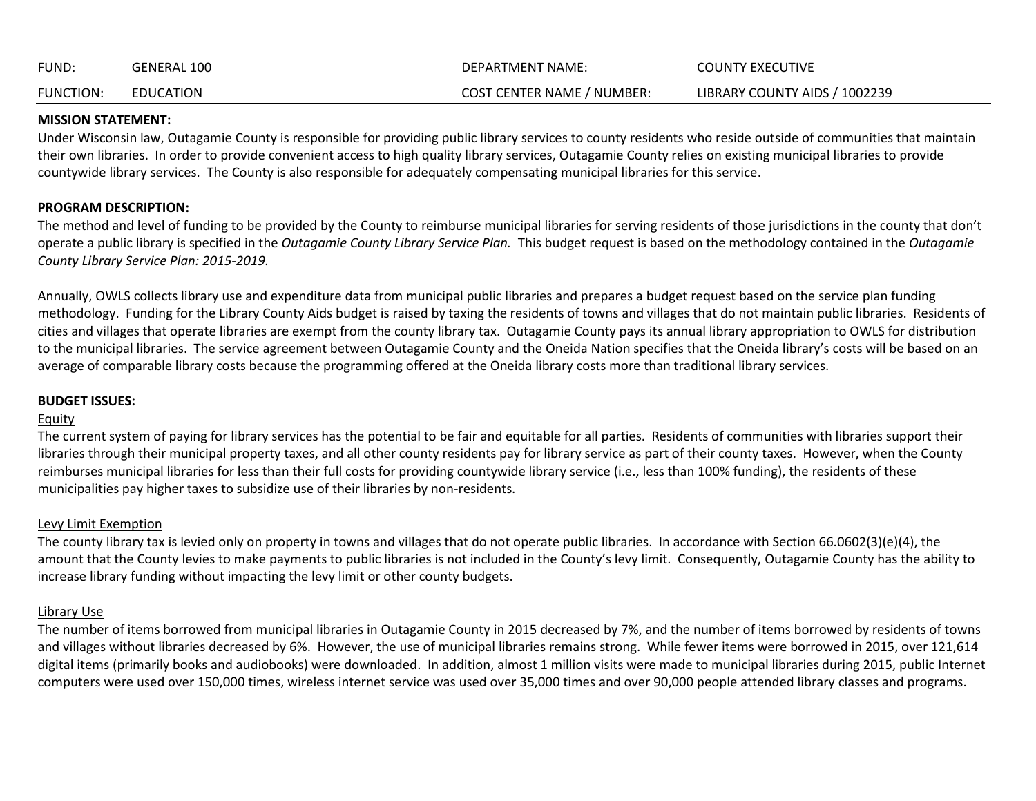| FUND: | GENERAL 100 | DEPARTMENT NAME: | COUNTY EXECUTIVE |
|---|---|---|---|
| FUNCTION: | EDUCATION | COST CENTER NAME / NUMBER: | LIBRARY COUNTY AIDS / 1002239 |

**MISSION STATEMENT:**

Under Wisconsin law, Outagamie County is responsible for providing public library services to county residents who reside outside of communities that maintain their own libraries. In order to provide convenient access to high quality library services, Outagamie County relies on existing municipal libraries to provide countywide library services. The County is also responsible for adequately compensating municipal libraries for this service.

**PROGRAM DESCRIPTION:**

The method and level of funding to be provided by the County to reimburse municipal libraries for serving residents of those jurisdictions in the county that don't operate a public library is specified in the *Outagamie County Library Service Plan.* This budget request is based on the methodology contained in the *Outagamie County Library Service Plan: 2015-2019.*

Annually, OWLS collects library use and expenditure data from municipal public libraries and prepares a budget request based on the service plan funding methodology. Funding for the Library County Aids budget is raised by taxing the residents of towns and villages that do not maintain public libraries. Residents of cities and villages that operate libraries are exempt from the county library tax. Outagamie County pays its annual library appropriation to OWLS for distribution to the municipal libraries. The service agreement between Outagamie County and the Oneida Nation specifies that the Oneida library's costs will be based on an average of comparable library costs because the programming offered at the Oneida library costs more than traditional library services.

**BUDGET ISSUES:**

Equity

The current system of paying for library services has the potential to be fair and equitable for all parties. Residents of communities with libraries support their libraries through their municipal property taxes, and all other county residents pay for library service as part of their county taxes. However, when the County reimburses municipal libraries for less than their full costs for providing countywide library service (i.e., less than 100% funding), the residents of these municipalities pay higher taxes to subsidize use of their libraries by non-residents.

Levy Limit Exemption

The county library tax is levied only on property in towns and villages that do not operate public libraries. In accordance with Section 66.0602(3)(e)(4), the amount that the County levies to make payments to public libraries is not included in the County's levy limit. Consequently, Outagamie County has the ability to increase library funding without impacting the levy limit or other county budgets.

Library Use

The number of items borrowed from municipal libraries in Outagamie County in 2015 decreased by 7%, and the number of items borrowed by residents of towns and villages without libraries decreased by 6%. However, the use of municipal libraries remains strong. While fewer items were borrowed in 2015, over 121,614 digital items (primarily books and audiobooks) were downloaded. In addition, almost 1 million visits were made to municipal libraries during 2015, public Internet computers were used over 150,000 times, wireless internet service was used over 35,000 times and over 90,000 people attended library classes and programs.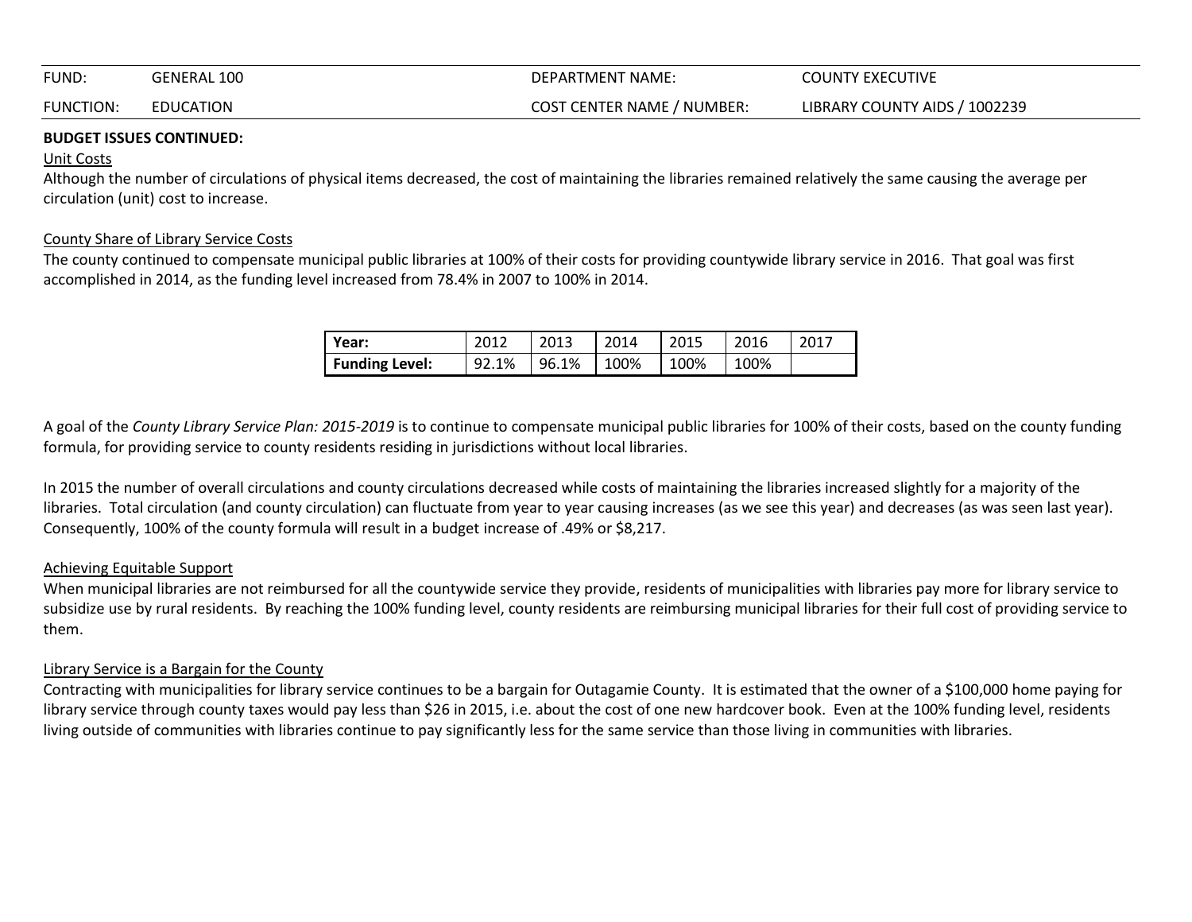| FUND: | GENERAL 100 | DEPARTMENT NAME: | COUNTY EXECUTIVE |
|---|---|---|---|
| FUNCTION: | EDUCATION | COST CENTER NAME / NUMBER: | LIBRARY COUNTY AIDS / 1002239 |

**BUDGET ISSUES CONTINUED:**

Unit Costs

Although the number of circulations of physical items decreased, the cost of maintaining the libraries remained relatively the same causing the average per circulation (unit) cost to increase.

County Share of Library Service Costs

The county continued to compensate municipal public libraries at 100% of their costs for providing countywide library service in 2016. That goal was first accomplished in 2014, as the funding level increased from 78.4% in 2007 to 100% in 2014.

| Year: | 2012 | 2013 | 2014 | 2015 | 2016 | 2017 |
|---|---|---|---|---|---|---|
| Funding Level: | 92.1% | 96.1% | 100% | 100% | 100% | |

A goal of the *County Library Service Plan: 2015-2019* is to continue to compensate municipal public libraries for 100% of their costs, based on the county funding formula, for providing service to county residents residing in jurisdictions without local libraries.

In 2015 the number of overall circulations and county circulations decreased while costs of maintaining the libraries increased slightly for a majority of the libraries. Total circulation (and county circulation) can fluctuate from year to year causing increases (as we see this year) and decreases (as was seen last year). Consequently, 100% of the county formula will result in a budget increase of .49% or $8,217.

Achieving Equitable Support

When municipal libraries are not reimbursed for all the countywide service they provide, residents of municipalities with libraries pay more for library service to subsidize use by rural residents. By reaching the 100% funding level, county residents are reimbursing municipal libraries for their full cost of providing service to them.

Library Service is a Bargain for the County

Contracting with municipalities for library service continues to be a bargain for Outagamie County. It is estimated that the owner of a $100,000 home paying for library service through county taxes would pay less than $26 in 2015, i.e. about the cost of one new hardcover book. Even at the 100% funding level, residents living outside of communities with libraries continue to pay significantly less for the same service than those living in communities with libraries.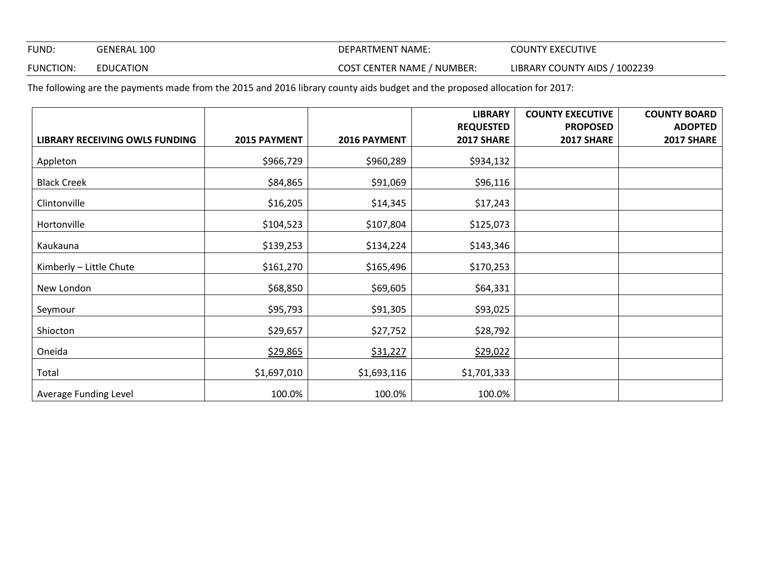| FUND: | GENERAL 100 | DEPARTMENT NAME: | COUNTY EXECUTIVE |
|---|---|---|---|
| FUNCTION: | EDUCATION | COST CENTER NAME / NUMBER: | LIBRARY COUNTY AIDS / 1002239 |

The following are the payments made from the 2015 and 2016 library county aids budget and the proposed allocation for 2017:

| LIBRARY RECEIVING OWLS FUNDING | 2015 PAYMENT | 2016 PAYMENT | LIBRARY REQUESTED 2017 SHARE | COUNTY EXECUTIVE PROPOSED 2017 SHARE | COUNTY BOARD ADOPTED 2017 SHARE |
|---|---:|---:|---:|---:|---:|
| Appleton | $966,729 | $960,289 | $934,132 | | |
| Black Creek | $84,865 | $91,069 | $96,116 | | |
| Clintonville | $16,205 | $14,345 | $17,243 | | |
| Hortonville | $104,523 | $107,804 | $125,073 | | |
| Kaukauna | $139,253 | $134,224 | $143,346 | | |
| Kimberly – Little Chute | $161,270 | $165,496 | $170,253 | | |
| New London | $68,850 | $69,605 | $64,331 | | |
| Seymour | $95,793 | $91,305 | $93,025 | | |
| Shiocton | $29,657 | $27,752 | $28,792 | | |
| Oneida | $29,865 | $31,227 | $29,022 | | |
| Total | $1,697,010 | $1,693,116 | $1,701,333 | | |
| Average Funding Level | 100.0% | 100.0% | 100.0% | | |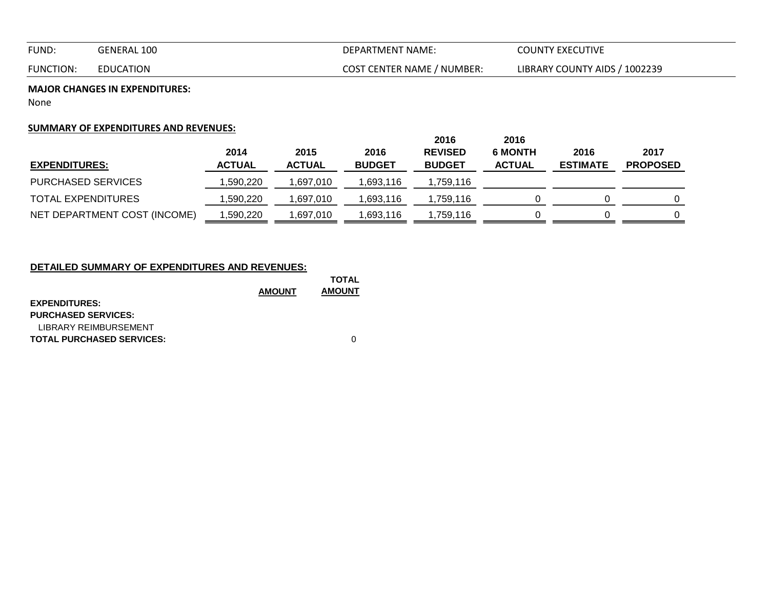| FUND: | GENERAL 100 | DEPARTMENT NAME: | COUNTY EXECUTIVE |
|---|---|---|---|
| FUNCTION: | EDUCATION | COST CENTER NAME / NUMBER: | LIBRARY COUNTY AIDS / 1002239 |

**MAJOR CHANGES IN EXPENDITURES:**

None

**SUMMARY OF EXPENDITURES AND REVENUES:**

| EXPENDITURES: | 2014 ACTUAL | 2015 ACTUAL | 2016 BUDGET | 2016 REVISED BUDGET | 2016 6 MONTH ACTUAL | 2016 ESTIMATE | 2017 PROPOSED |
|---|---|---|---|---|---|---|---|
| PURCHASED SERVICES | 1,590,220 | 1,697,010 | 1,693,116 | 1,759,116 | | | |
| TOTAL EXPENDITURES | 1,590,220 | 1,697,010 | 1,693,116 | 1,759,116 | 0 | 0 | 0 |
| NET DEPARTMENT COST (INCOME) | 1,590,220 | 1,697,010 | 1,693,116 | 1,759,116 | 0 | 0 | 0 |

**DETAILED SUMMARY OF EXPENDITURES AND REVENUES:**

| | AMOUNT | TOTAL AMOUNT |
|---|---|---|
| **EXPENDITURES:** | | |
| **PURCHASED SERVICES:** | | |
| LIBRARY REIMBURSEMENT | | |
| **TOTAL PURCHASED SERVICES:** | | 0 |